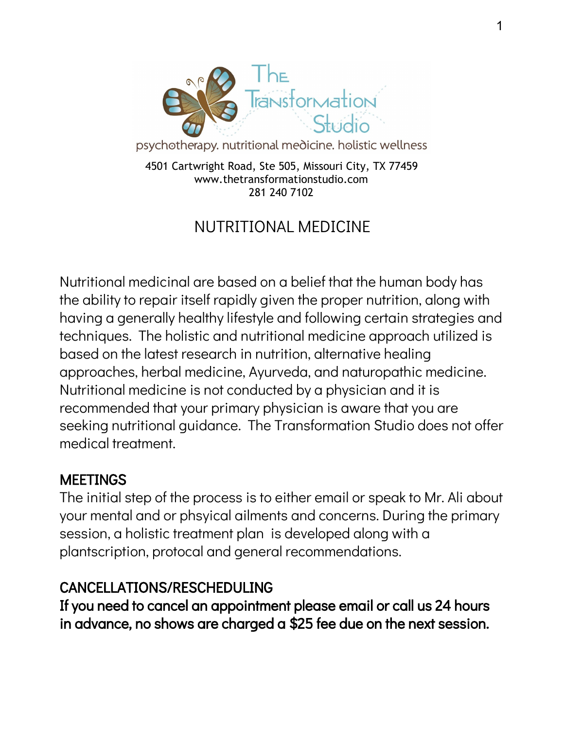# The Transformation Studio

psychotherapy. nutritional medicine. holistic wellness

4501 Cartwright Road, Ste 505, Missouri City, TX 77459
www.thetransformationstudio.com
281 240 7102

## NUTRITIONAL MEDICINE

Nutritional medicinal are based on a belief that the human body has the ability to repair itself rapidly given the proper nutrition, along with having a generally healthy lifestyle and following certain strategies and techniques. The holistic and nutritional medicine approach utilized is based on the latest research in nutrition, alternative healing approaches, herbal medicine, Ayurveda, and naturopathic medicine. Nutritional medicine is not conducted by a physician and it is recommended that your primary physician is aware that you are seeking nutritional guidance. The Transformation Studio does not offer medical treatment.

### MEETINGS

The initial step of the process is to either email or speak to Mr. Ali about your mental and or phsyical ailments and concerns. During the primary session, a holistic treatment plan is developed along with a plantscription, protocal and general recommendations.

### CANCELLATIONS/RESCHEDULING

**If you need to cancel an appointment please email or call us 24 hours in advance, no shows are charged a $25 fee due on the next session.**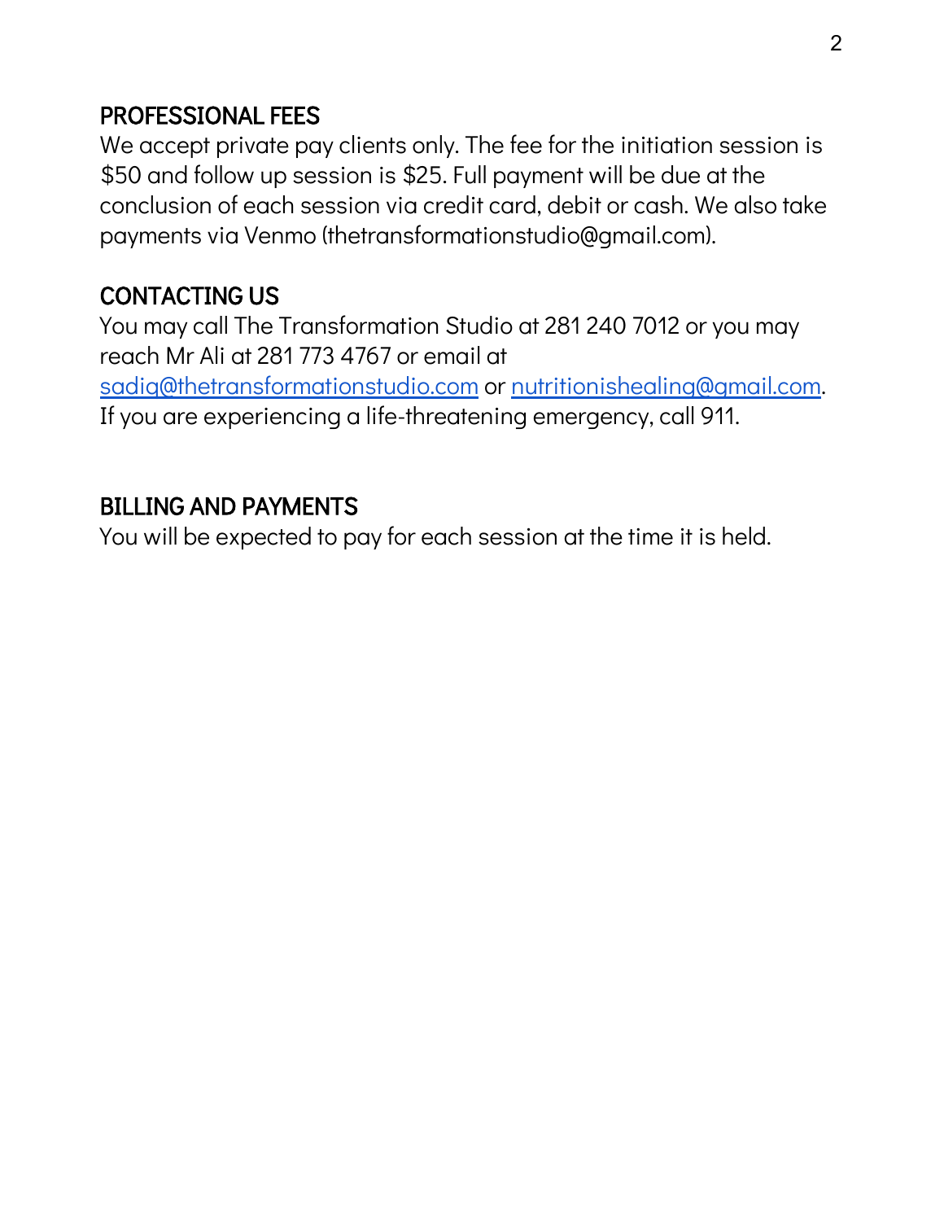## PROFESSIONAL FEES

We accept private pay clients only. The fee for the initiation session is $50 and follow up session is $25. Full payment will be due at the conclusion of each session via credit card, debit or cash. We also take payments via Venmo (thetransformationstudio@gmail.com).

## CONTACTING US

You may call The Transformation Studio at 281 240 7012 or you may reach Mr Ali at 281 773 4767 or email at sadiq@thetransformationstudio.com or nutritionishealing@gmail.com. If you are experiencing a life-threatening emergency, call 911.

## BILLING AND PAYMENTS

You will be expected to pay for each session at the time it is held.